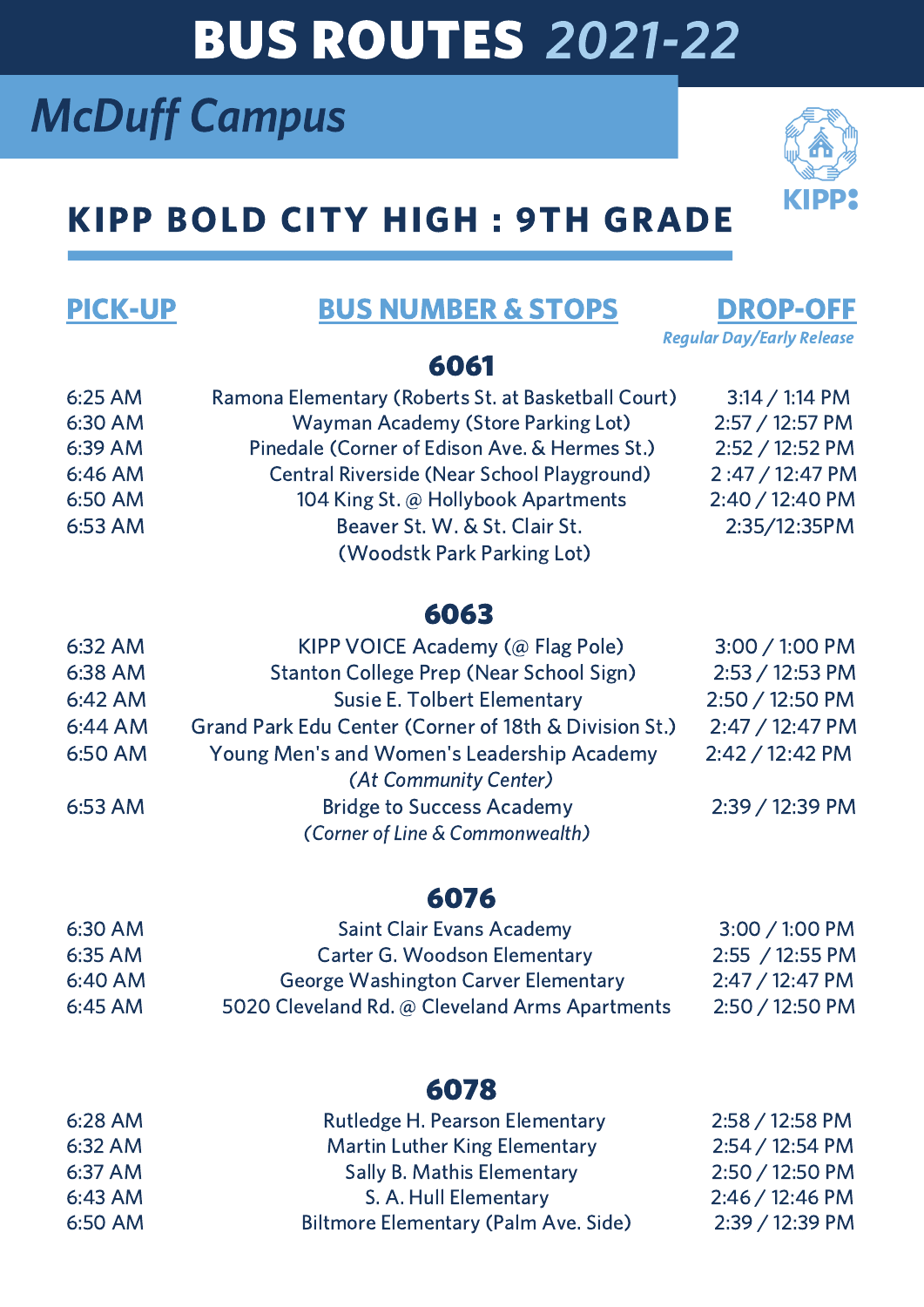# BUS ROUTES *2021-22*

## *McDuff Campus*

KIPP

## KIPP BOLD CITY HIGH : 9TH GRADE

### 6061

| PICK-UP | BUS NUMBER & STOPS | DROP-OFF *Regular Day/Early Release* |
|---|---|---|
| 6:25 AM | Ramona Elementary (Roberts St. at Basketball Court) | 3:14 / 1:14 PM |
| 6:30 AM | Wayman Academy (Store Parking Lot) | 2:57 / 12:57 PM |
| 6:39 AM | Pinedale (Corner of Edison Ave. & Hermes St.) | 2:52 / 12:52 PM |
| 6:46 AM | Central Riverside (Near School Playground) | 2 :47 / 12:47 PM |
| 6:50 AM | 104 King St. @ Hollybook Apartments | 2:40 / 12:40 PM |
| 6:53 AM | Beaver St. W. & St. Clair St. (Woodstk Park Parking Lot) | 2:35/12:35PM |

### 6063

| PICK-UP | BUS NUMBER & STOPS | DROP-OFF *Regular Day/Early Release* |
|---|---|---|
| 6:32 AM | KIPP VOICE Academy (@ Flag Pole) | 3:00 / 1:00 PM |
| 6:38 AM | Stanton College Prep (Near School Sign) | 2:53 / 12:53 PM |
| 6:42 AM | Susie E. Tolbert Elementary | 2:50 / 12:50 PM |
| 6:44 AM | Grand Park Edu Center (Corner of 18th & Division St.) | 2:47 / 12:47 PM |
| 6:50 AM | Young Men's and Women's Leadership Academy *(At Community Center)* | 2:42 / 12:42 PM |
| 6:53 AM | Bridge to Success Academy *(Corner of Line & Commonwealth)* | 2:39 / 12:39 PM |

### 6076

| PICK-UP | BUS NUMBER & STOPS | DROP-OFF *Regular Day/Early Release* |
|---|---|---|
| 6:30 AM | Saint Clair Evans Academy | 3:00 / 1:00 PM |
| 6:35 AM | Carter G. Woodson Elementary | 2:55 / 12:55 PM |
| 6:40 AM | George Washington Carver Elementary | 2:47 / 12:47 PM |
| 6:45 AM | 5020 Cleveland Rd. @ Cleveland Arms Apartments | 2:50 / 12:50 PM |

### 6078

| PICK-UP | BUS NUMBER & STOPS | DROP-OFF *Regular Day/Early Release* |
|---|---|---|
| 6:28 AM | Rutledge H. Pearson Elementary | 2:58 / 12:58 PM |
| 6:32 AM | Martin Luther King Elementary | 2:54 / 12:54 PM |
| 6:37 AM | Sally B. Mathis Elementary | 2:50 / 12:50 PM |
| 6:43 AM | S. A. Hull Elementary | 2:46 / 12:46 PM |
| 6:50 AM | Biltmore Elementary (Palm Ave. Side) | 2:39 / 12:39 PM |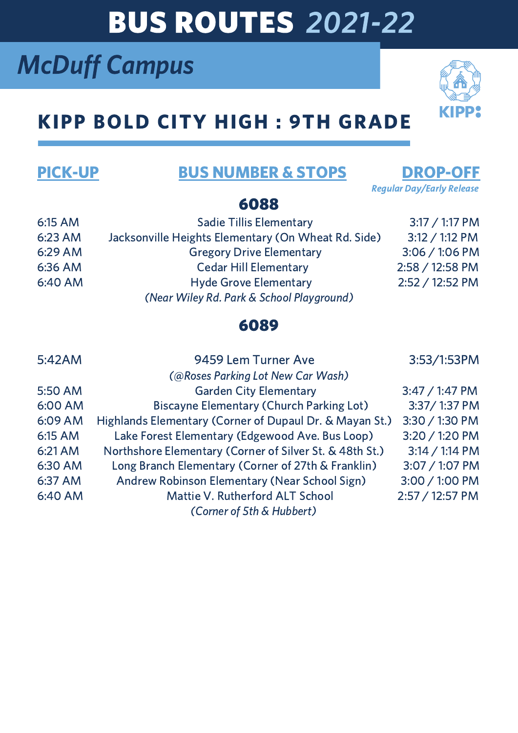# BUS ROUTES *2021-22*

## *McDuff Campus*

## KIPP BOLD CITY HIGH : 9TH GRADE

KIPP:

| PICK-UP | BUS NUMBER & STOPS | DROP-OFF *Regular Day/Early Release* |
|---|---|---|
| | **6088** | |
| 6:15 AM | Sadie Tillis Elementary | 3:17 / 1:17 PM |
| 6:23 AM | Jacksonville Heights Elementary (On Wheat Rd. Side) | 3:12 / 1:12 PM |
| 6:29 AM | Gregory Drive Elementary | 3:06 / 1:06 PM |
| 6:36 AM | Cedar Hill Elementary | 2:58 / 12:58 PM |
| 6:40 AM | Hyde Grove Elementary *(Near Wiley Rd. Park & School Playground)* | 2:52 / 12:52 PM |
| | **6089** | |
| 5:42AM | 9459 Lem Turner Ave *(@Roses Parking Lot New Car Wash)* | 3:53/1:53PM |
| 5:50 AM | Garden City Elementary | 3:47 / 1:47 PM |
| 6:00 AM | Biscayne Elementary (Church Parking Lot) | 3:37/ 1:37 PM |
| 6:09 AM | Highlands Elementary (Corner of Dupaul Dr. & Mayan St.) | 3:30 / 1:30 PM |
| 6:15 AM | Lake Forest Elementary (Edgewood Ave. Bus Loop) | 3:20 / 1:20 PM |
| 6:21 AM | Northshore Elementary (Corner of Silver St. & 48th St.) | 3:14 / 1:14 PM |
| 6:30 AM | Long Branch Elementary (Corner of 27th & Franklin) | 3:07 / 1:07 PM |
| 6:37 AM | Andrew Robinson Elementary (Near School Sign) | 3:00 / 1:00 PM |
| 6:40 AM | Mattie V. Rutherford ALT School *(Corner of 5th & Hubbert)* | 2:57 / 12:57 PM |